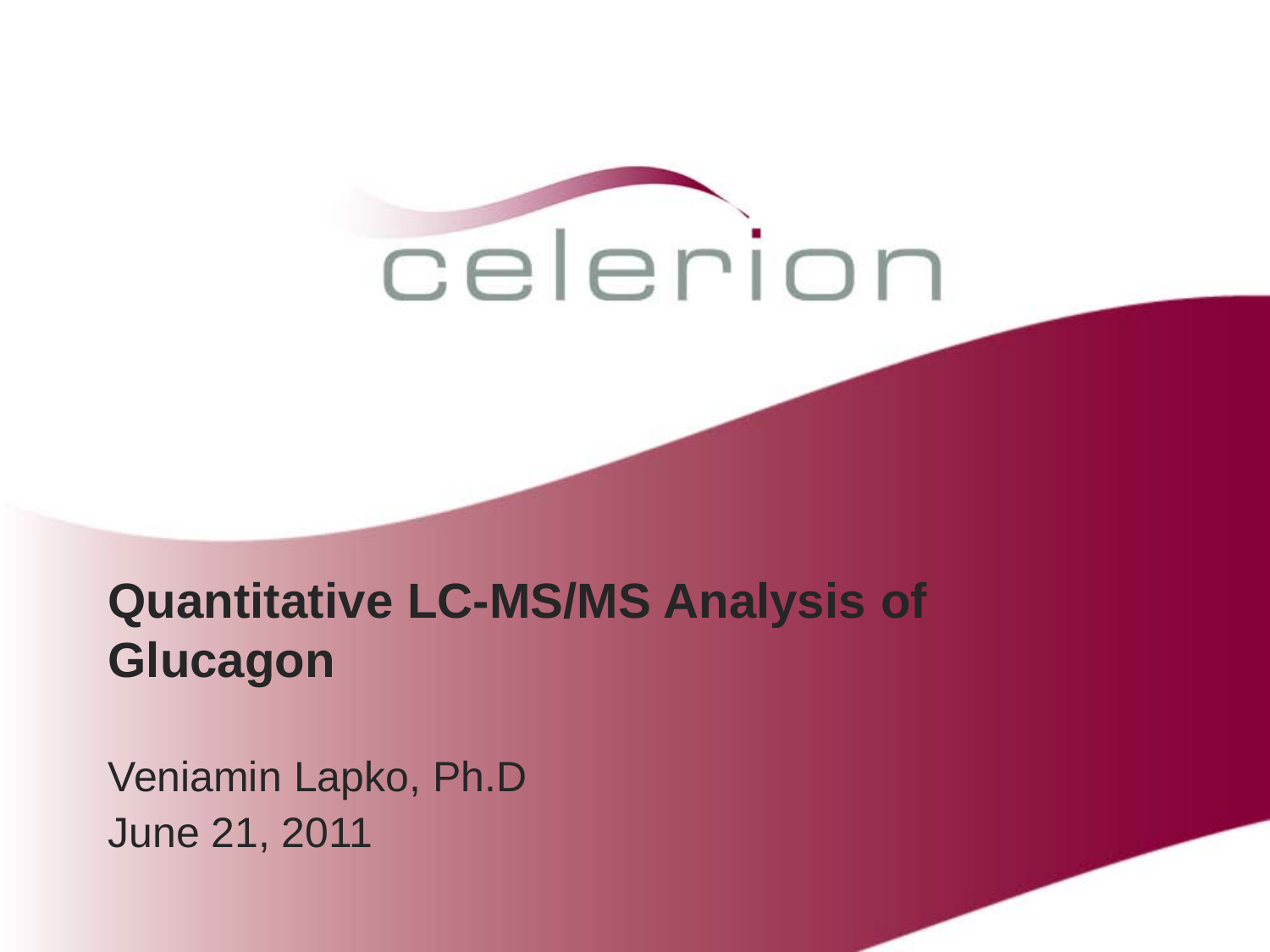celerion

# Quantitative LC-MS/MS Analysis of Glucagon

Veniamin Lapko, Ph.D

June 21, 2011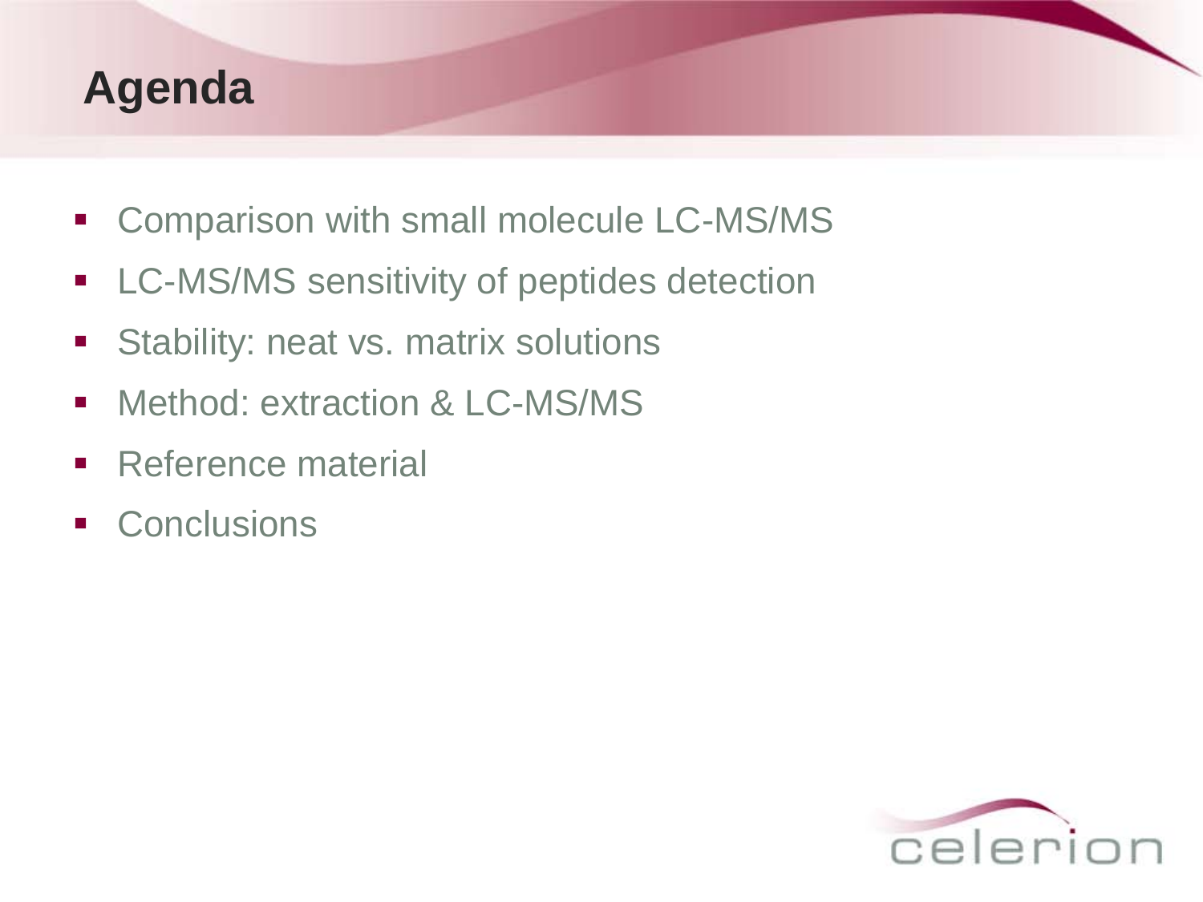# Agenda

- Comparison with small molecule LC-MS/MS
- LC-MS/MS sensitivity of peptides detection
- Stability: neat vs. matrix solutions
- Method: extraction & LC-MS/MS
- Reference material
- Conclusions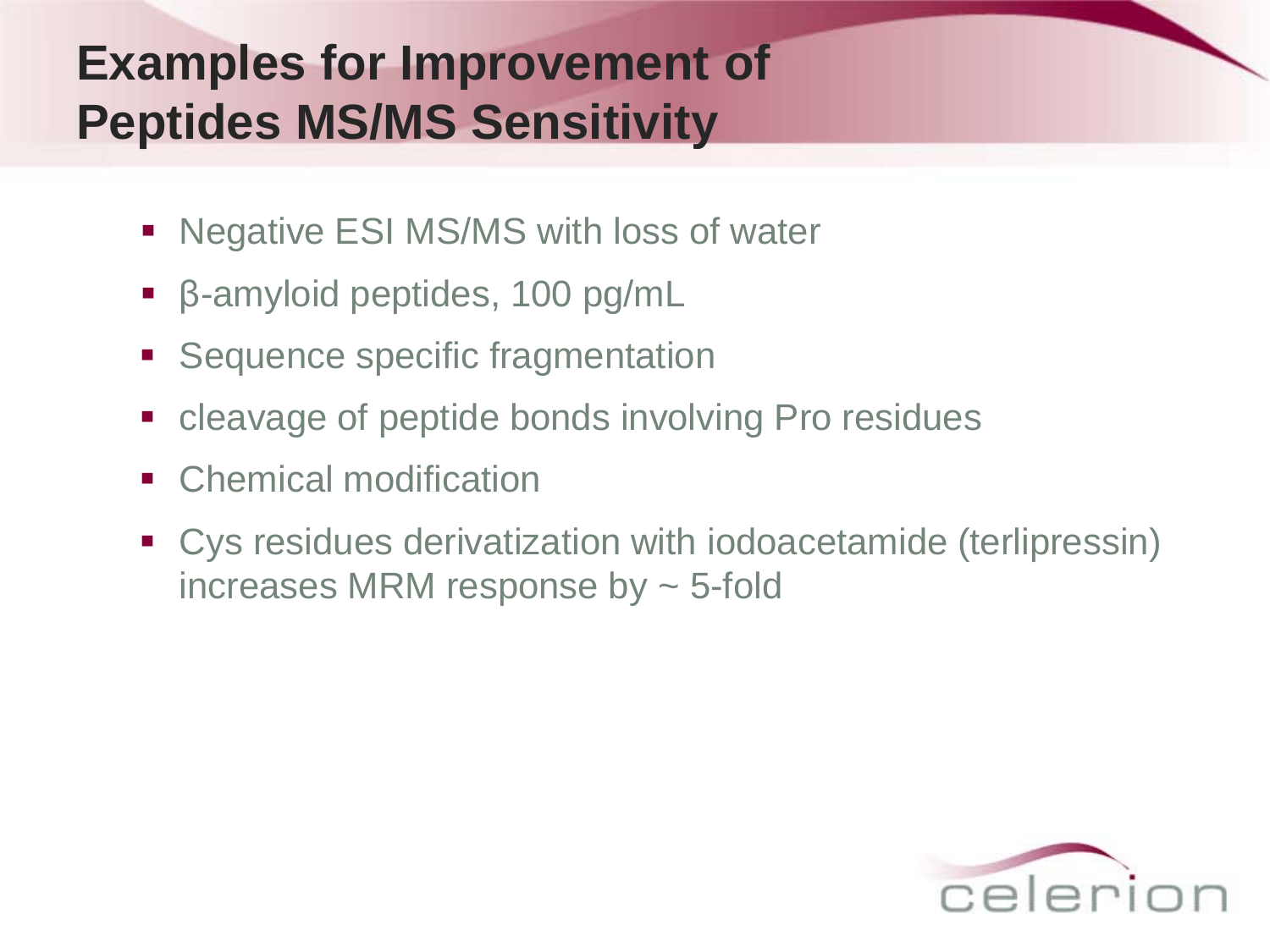# Examples for Improvement of Peptides MS/MS Sensitivity

- Negative ESI MS/MS with loss of water
- β-amyloid peptides, 100 pg/mL
- Sequence specific fragmentation
- cleavage of peptide bonds involving Pro residues
- Chemical modification
- Cys residues derivatization with iodoacetamide (terlipressin) increases MRM response by ~ 5-fold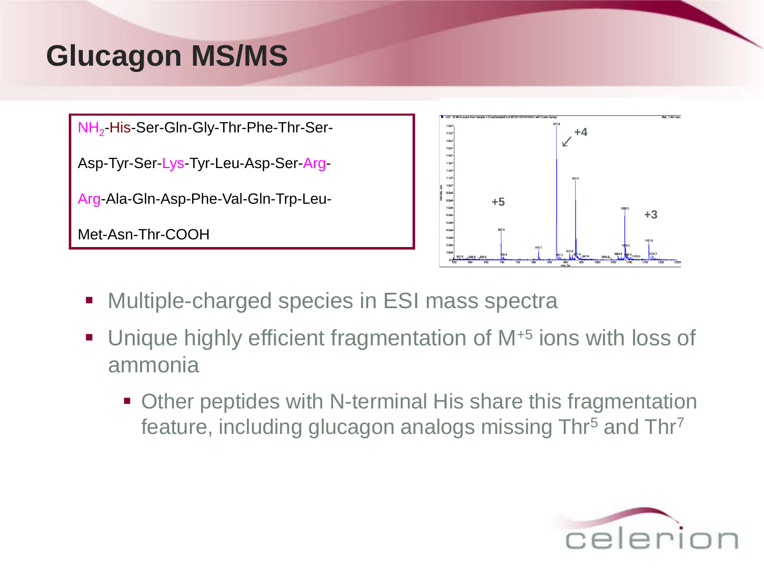# Glucagon MS/MS

$NH_2$-His-Ser-Gln-Gly-Thr-Phe-Thr-Ser-

Asp-Tyr-Ser-Lys-Tyr-Leu-Asp-Ser-Arg-

Arg-Ala-Gln-Asp-Phe-Val-Gln-Trp-Leu-

Met-Asn-Thr-COOH

- Multiple-charged species in ESI mass spectra
- Unique highly efficient fragmentation of $M^{+5}$ ions with loss of ammonia
  - Other peptides with N-terminal His share this fragmentation feature, including glucagon analogs missing $Thr^5$ and $Thr^7$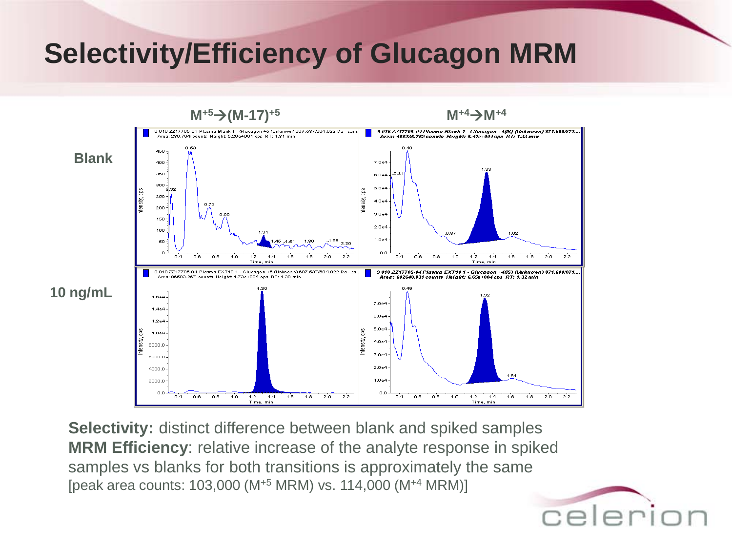# Selectivity/Efficiency of Glucagon MRM

$M^{+5} \rightarrow (M\text{-}17)^{+5}$ | $M^{+4} \rightarrow M^{+4}$

Blank

10 ng/mL

**Selectivity:** distinct difference between blank and spiked samples
**MRM Efficiency**: relative increase of the analyte response in spiked samples vs blanks for both transitions is approximately the same
[peak area counts: 103,000 ($M^{+5}$ MRM) vs. 114,000 ($M^{+4}$ MRM)]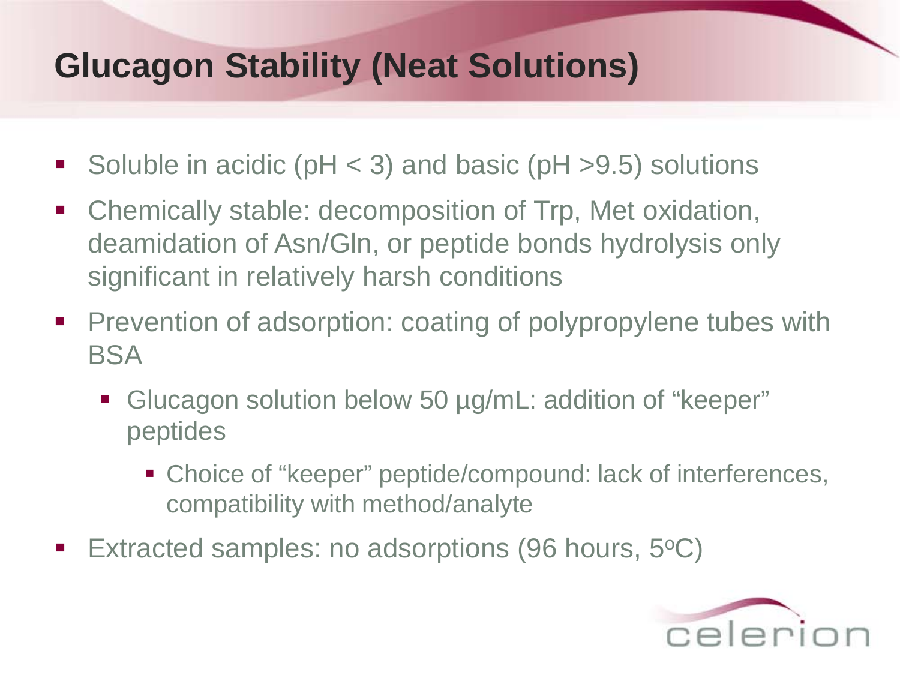# Glucagon Stability (Neat Solutions)

- Soluble in acidic (pH < 3) and basic (pH >9.5) solutions
- Chemically stable: decomposition of Trp, Met oxidation, deamidation of Asn/Gln, or peptide bonds hydrolysis only significant in relatively harsh conditions
- Prevention of adsorption: coating of polypropylene tubes with BSA
  - Glucagon solution below 50 µg/mL: addition of "keeper" peptides
    - Choice of "keeper" peptide/compound: lack of interferences, compatibility with method/analyte
- Extracted samples: no adsorptions (96 hours, 5°C)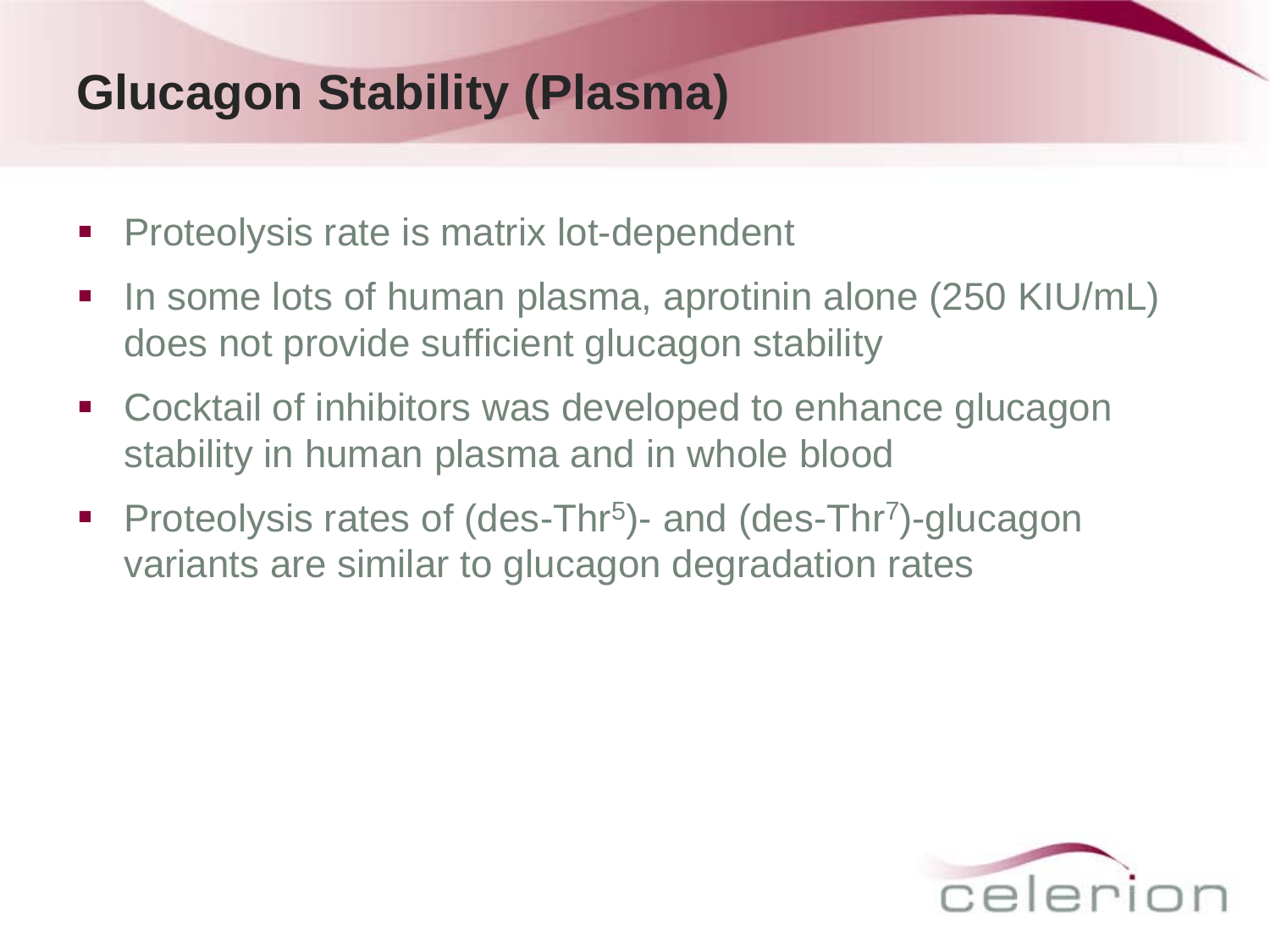# Glucagon Stability (Plasma)

- Proteolysis rate is matrix lot-dependent
- In some lots of human plasma, aprotinin alone (250 KIU/mL) does not provide sufficient glucagon stability
- Cocktail of inhibitors was developed to enhance glucagon stability in human plasma and in whole blood
- Proteolysis rates of (des-$Thr^5$)- and (des-$Thr^7$)-glucagon variants are similar to glucagon degradation rates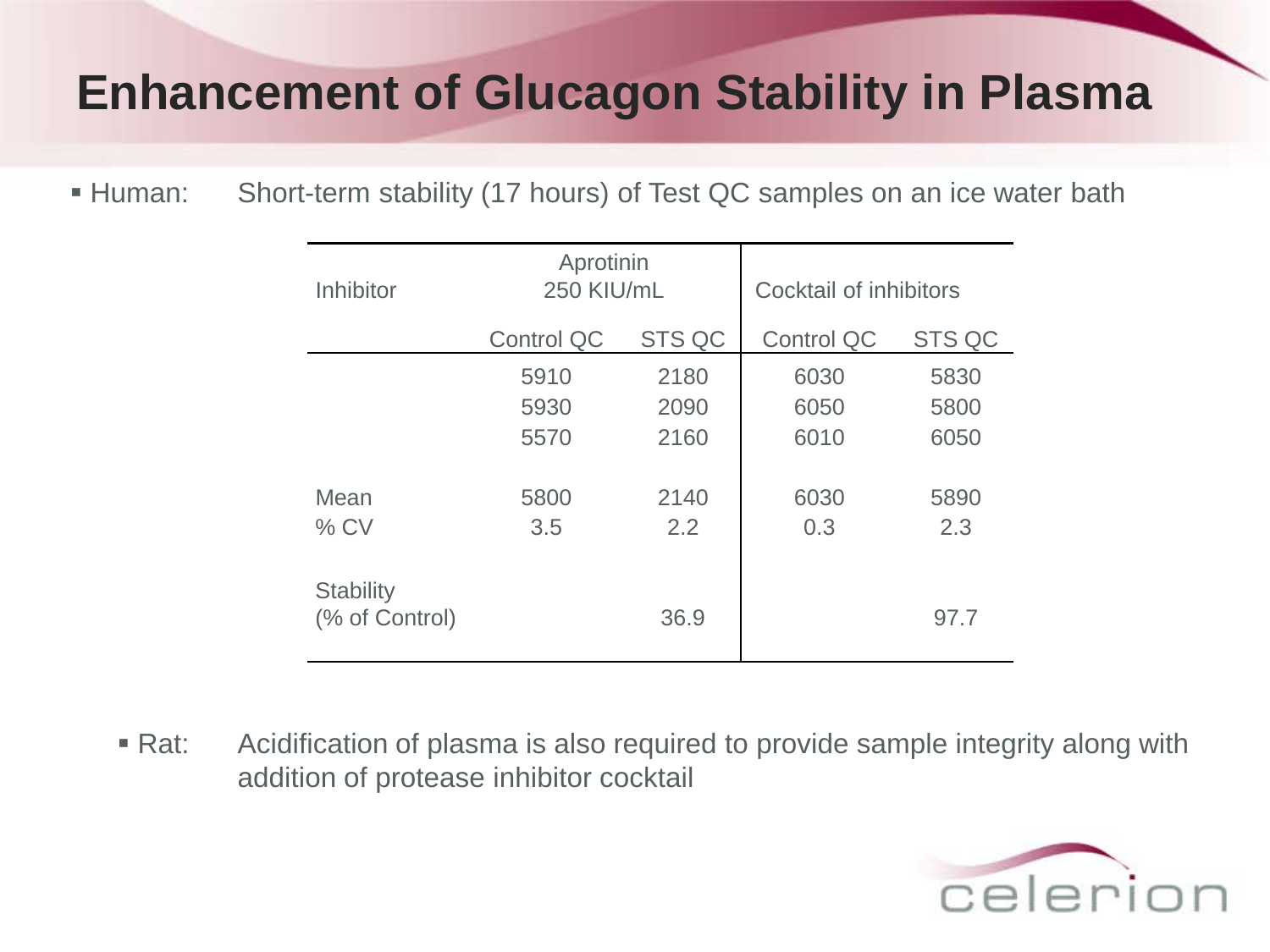# Enhancement of Glucagon Stability in Plasma

- Human: Short-term stability (17 hours) of Test QC samples on an ice water bath

| Inhibitor | Aprotinin 250 KIU/mL | | Cocktail of inhibitors | |
|---|---|---|---|---|
| | Control QC | STS QC | Control QC | STS QC |
| | 5910 | 2180 | 6030 | 5830 |
| | 5930 | 2090 | 6050 | 5800 |
| | 5570 | 2160 | 6010 | 6050 |
| Mean | 5800 | 2140 | 6030 | 5890 |
| % CV | 3.5 | 2.2 | 0.3 | 2.3 |
| Stability (% of Control) | | 36.9 | | 97.7 |

- Rat: Acidification of plasma is also required to provide sample integrity along with addition of protease inhibitor cocktail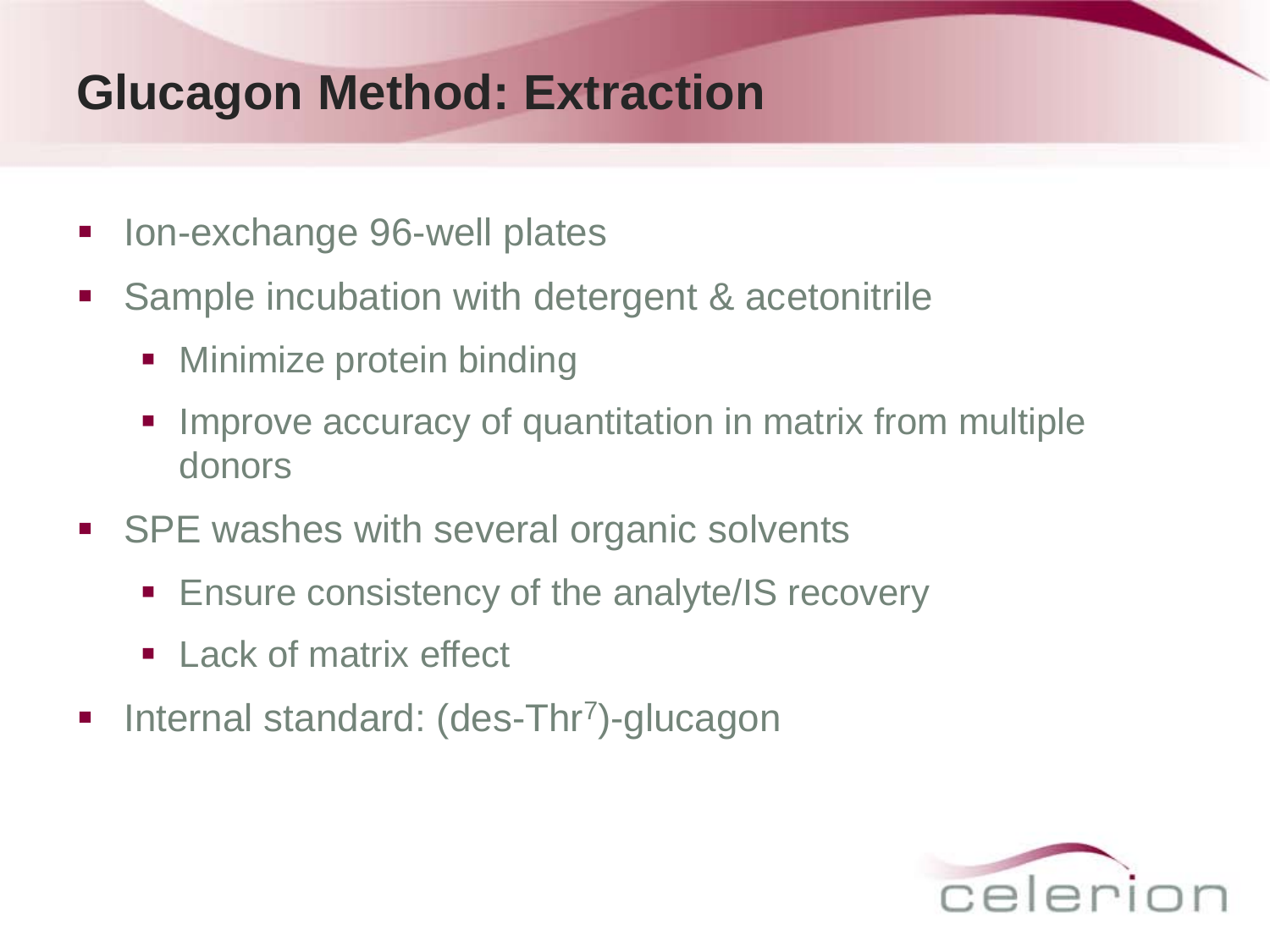# Glucagon Method: Extraction

- Ion-exchange 96-well plates
- Sample incubation with detergent & acetonitrile
  - Minimize protein binding
  - Improve accuracy of quantitation in matrix from multiple donors
- SPE washes with several organic solvents
  - Ensure consistency of the analyte/IS recovery
  - Lack of matrix effect
- Internal standard: (des-$Thr^{7}$)-glucagon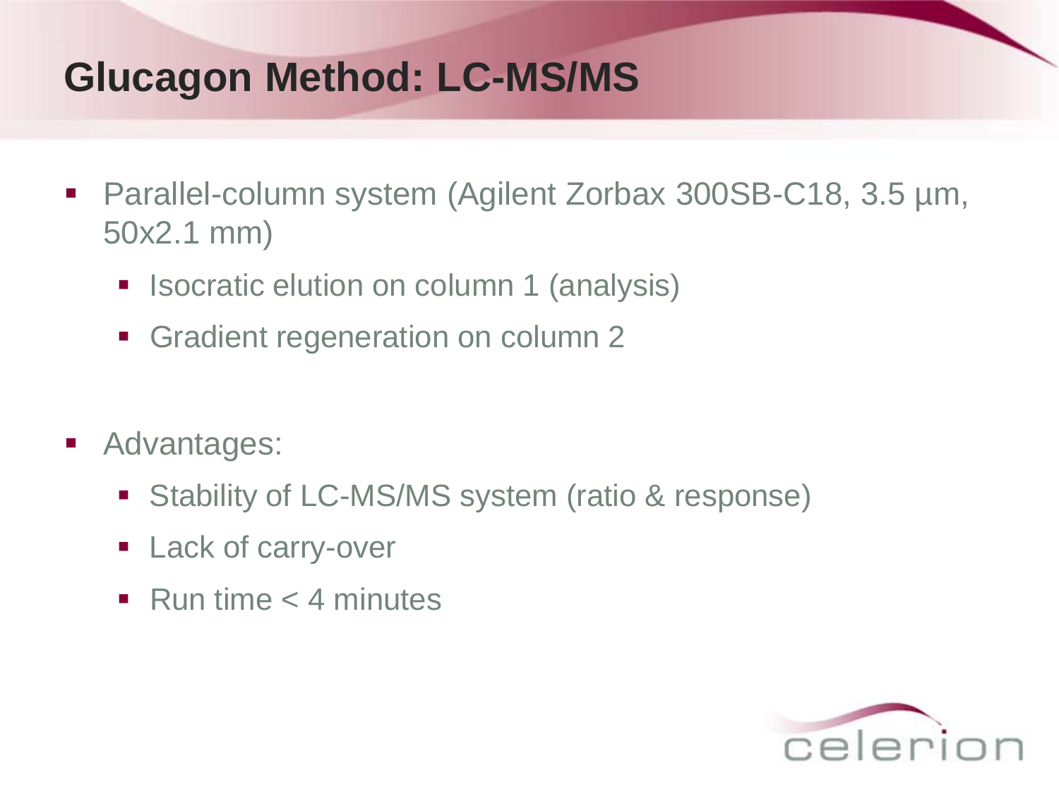# Glucagon Method: LC-MS/MS

- Parallel-column system (Agilent Zorbax 300SB-C18, 3.5 µm, 50x2.1 mm)
  - Isocratic elution on column 1 (analysis)
  - Gradient regeneration on column 2
- Advantages:
  - Stability of LC-MS/MS system (ratio & response)
  - Lack of carry-over
  - Run time < 4 minutes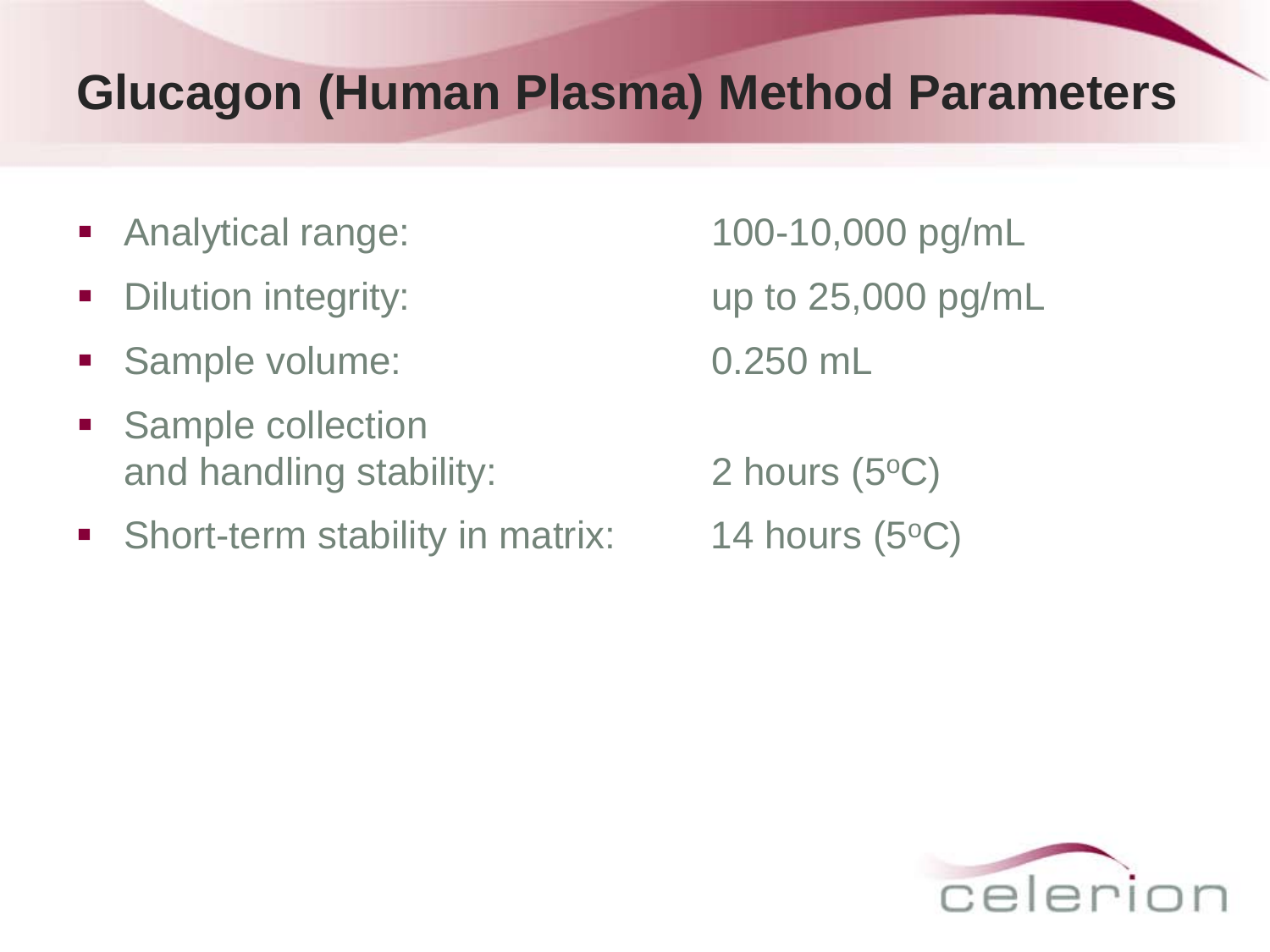# Glucagon (Human Plasma) Method Parameters

- Analytical range: 100-10,000 pg/mL
- Dilution integrity: up to 25,000 pg/mL
- Sample volume: 0.250 mL
- Sample collection and handling stability: 2 hours ($5^oC$)
- Short-term stability in matrix: 14 hours ($5^oC$)

celerion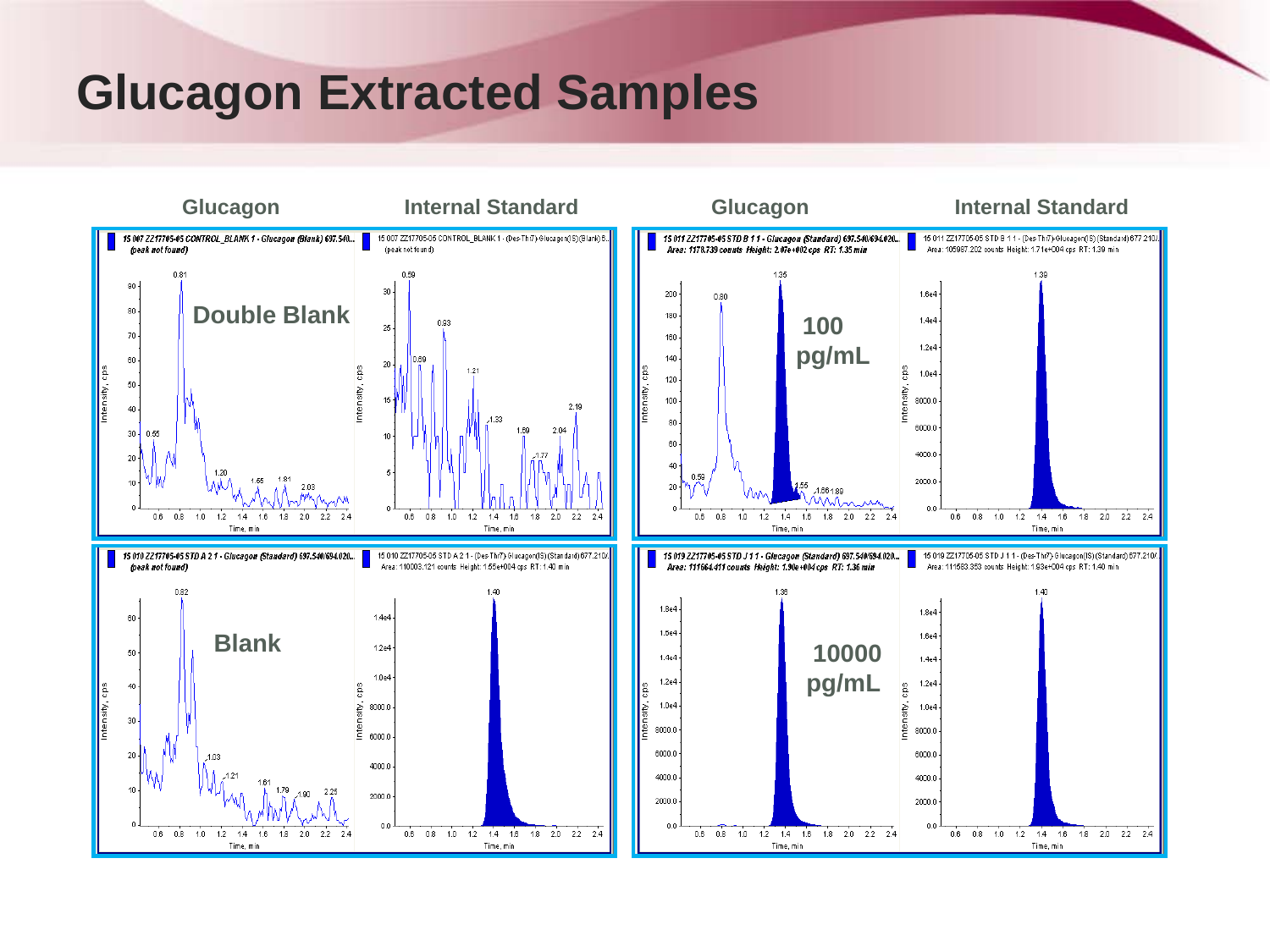# Glucagon Extracted Samples

| Glucagon | Internal Standard | Glucagon | Internal Standard |
| --- | --- | --- | --- |
| Double Blank | | 100 pg/mL | |
| Blank | | 10000 pg/mL | |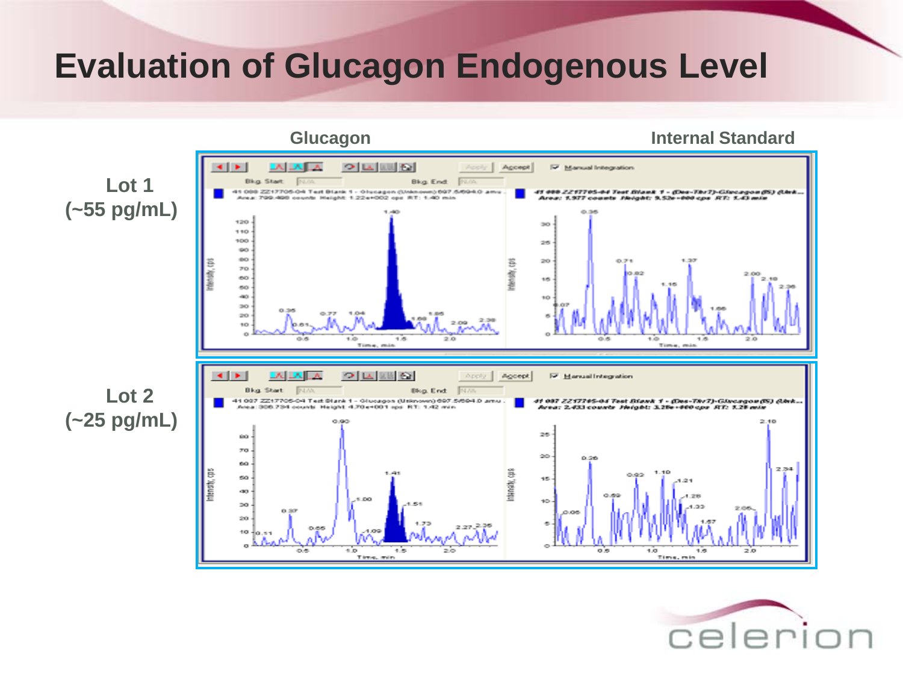# Evaluation of Glucagon Endogenous Level

Glucagon | Internal Standard

Lot 1 (~55 pg/mL)

Lot 2 (~25 pg/mL)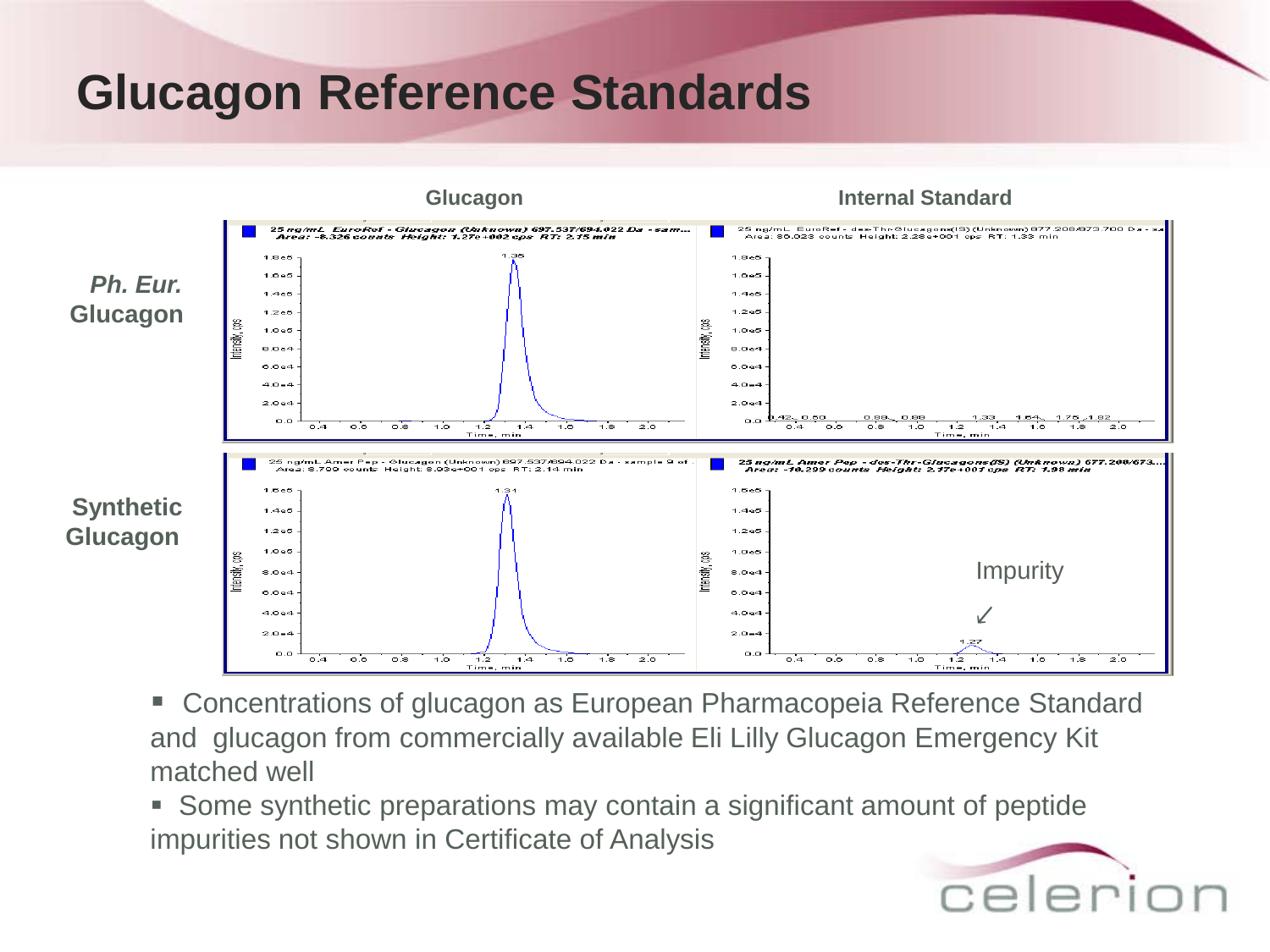# Glucagon Reference Standards

- Concentrations of glucagon as European Pharmacopeia Reference Standard and glucagon from commercially available Eli Lilly Glucagon Emergency Kit matched well
- Some synthetic preparations may contain a significant amount of peptide impurities not shown in Certificate of Analysis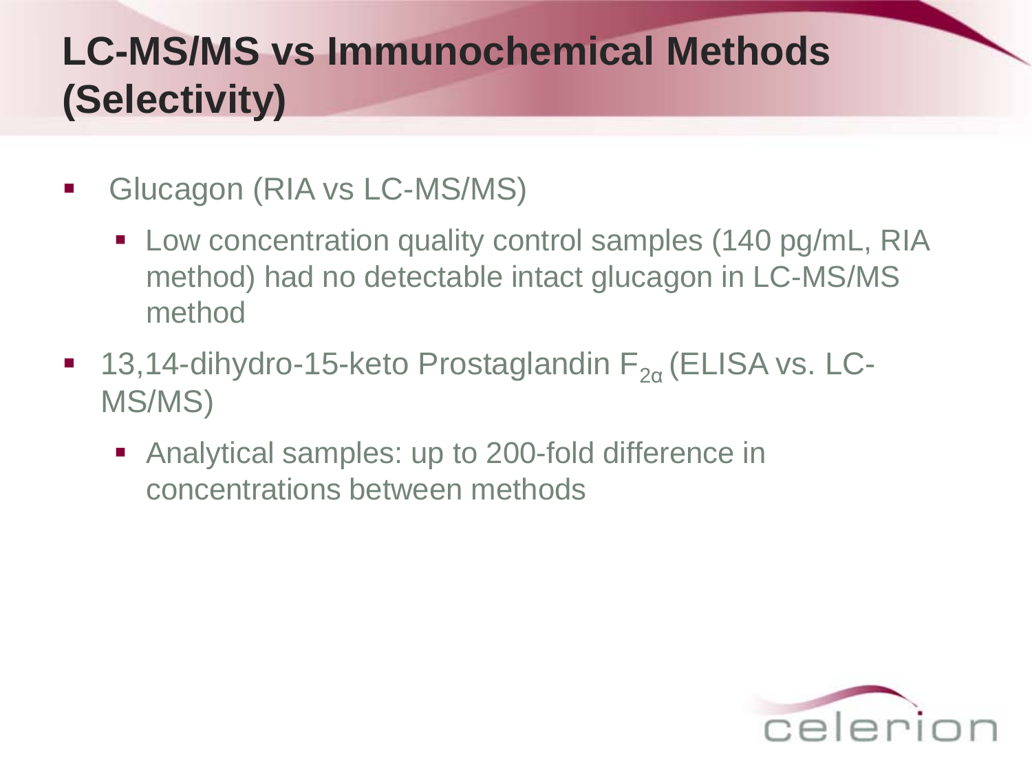# LC-MS/MS vs Immunochemical Methods (Selectivity)

- Glucagon (RIA vs LC-MS/MS)
  - Low concentration quality control samples (140 pg/mL, RIA method) had no detectable intact glucagon in LC-MS/MS method
- 13,14-dihydro-15-keto Prostaglandin $F_{2\alpha}$ (ELISA vs. LC-MS/MS)
  - Analytical samples: up to 200-fold difference in concentrations between methods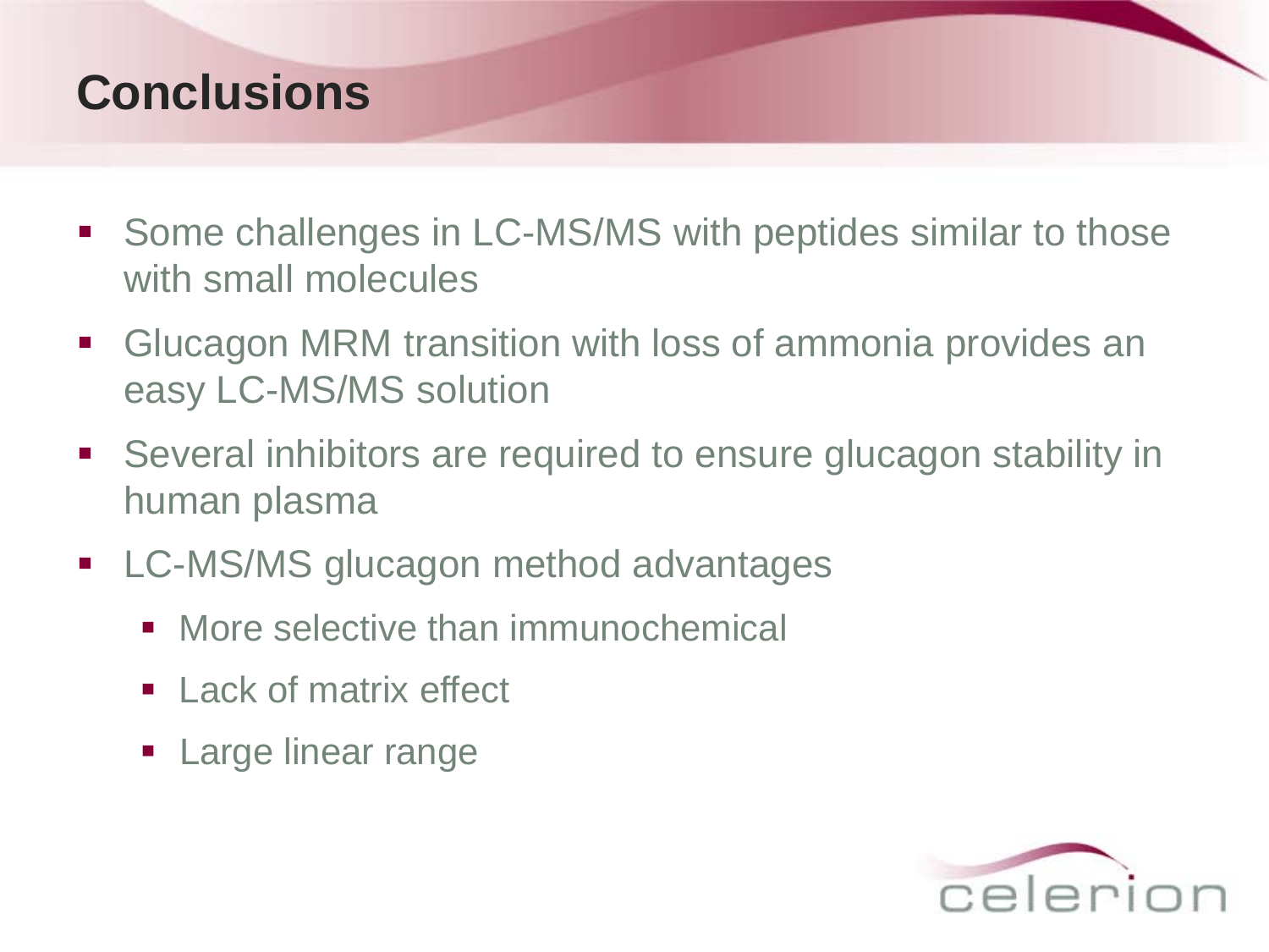# Conclusions

- Some challenges in LC-MS/MS with peptides similar to those with small molecules
- Glucagon MRM transition with loss of ammonia provides an easy LC-MS/MS solution
- Several inhibitors are required to ensure glucagon stability in human plasma
- LC-MS/MS glucagon method advantages
  - More selective than immunochemical
  - Lack of matrix effect
  - Large linear range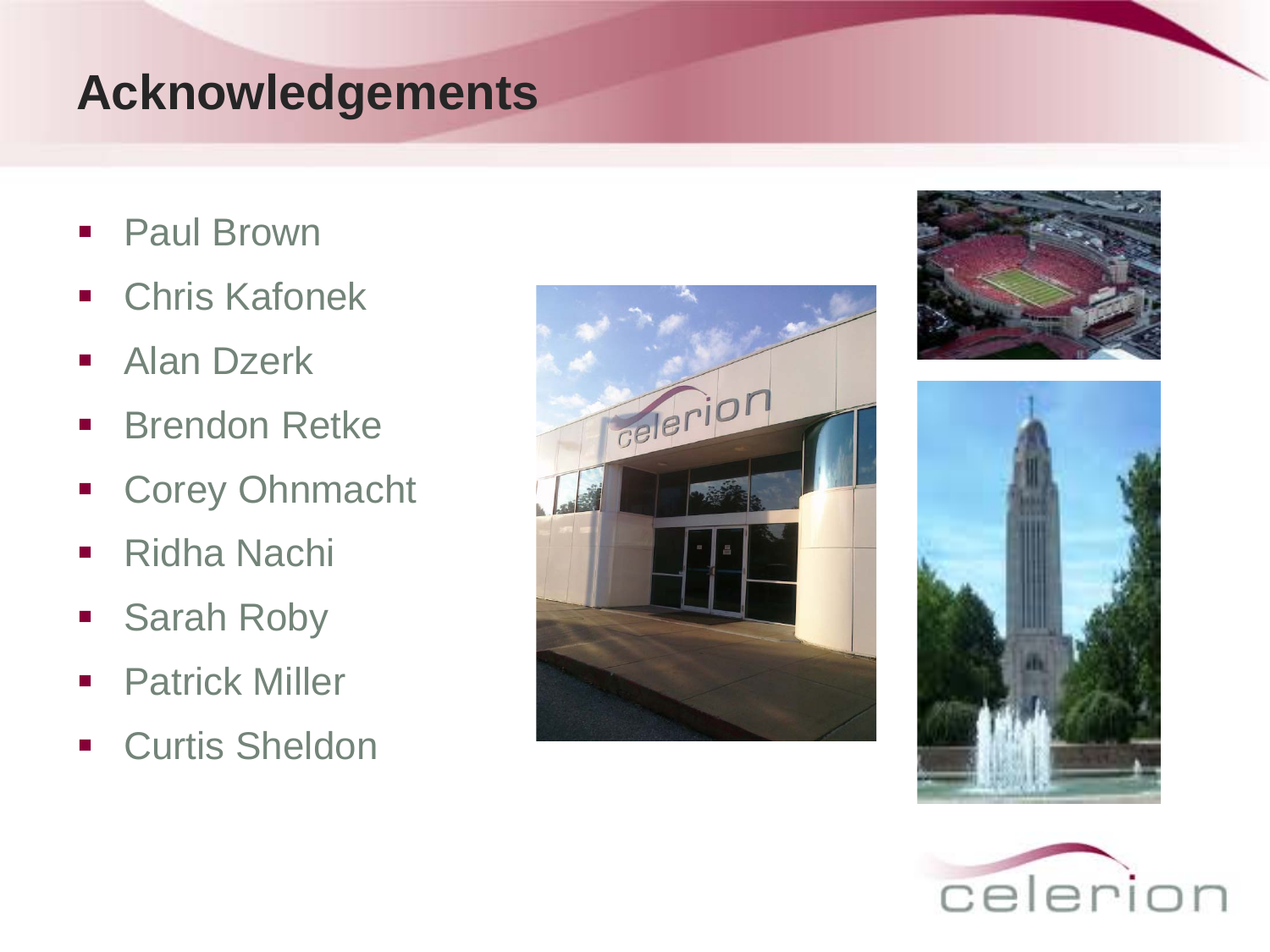# Acknowledgements

- Paul Brown
- Chris Kafonek
- Alan Dzerk
- Brendon Retke
- Corey Ohnmacht
- Ridha Nachi
- Sarah Roby
- Patrick Miller
- Curtis Sheldon